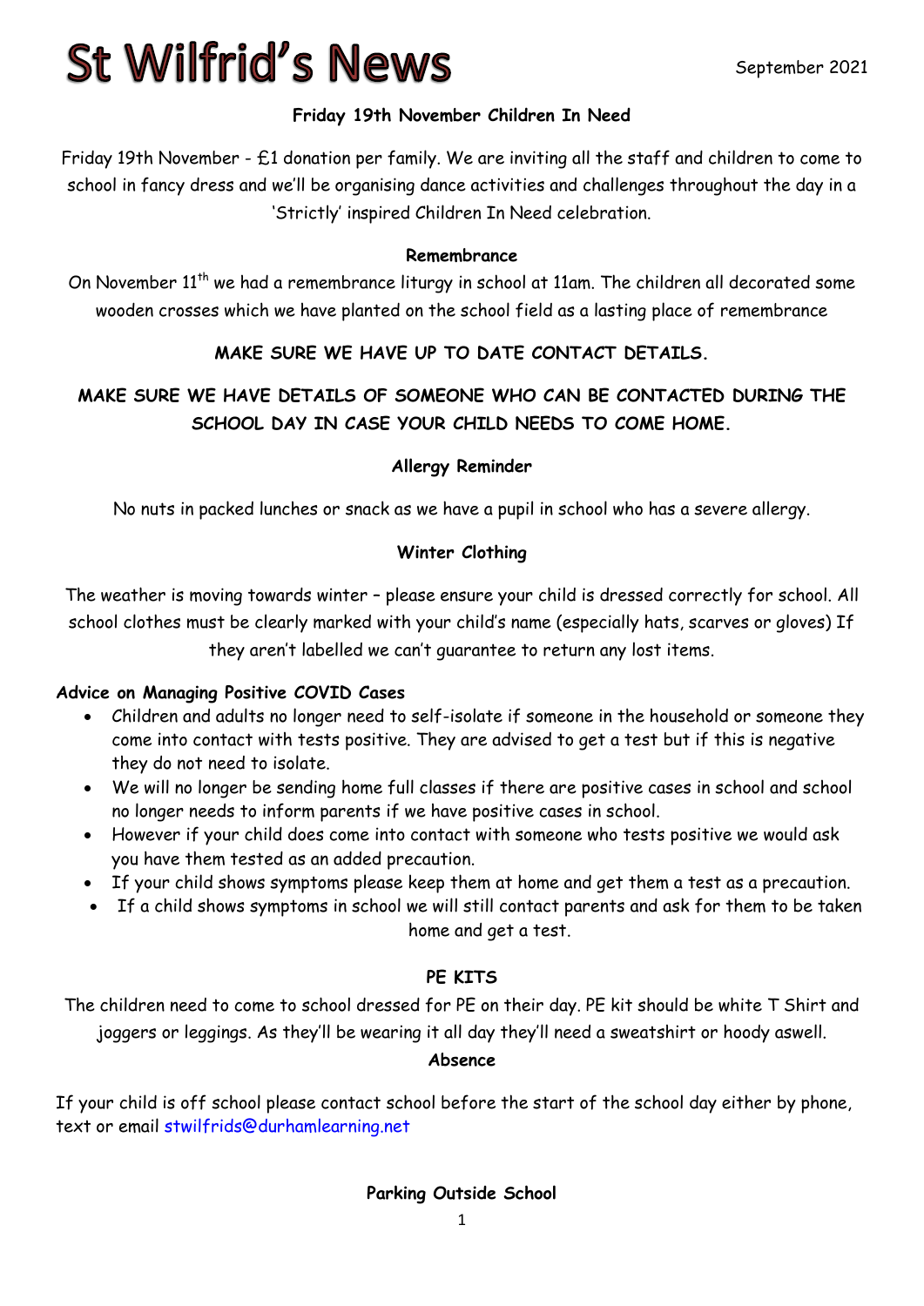# St Wilfrid's News

September 2021

**Friday 19th November Children In Need**

Friday 19th November - £1 donation per family. We are inviting all the staff and children to come to school in fancy dress and we'll be organising dance activities and challenges throughout the day in a 'Strictly' inspired Children In Need celebration.

**Remembrance**

On November 11th we had a remembrance liturgy in school at 11am. The children all decorated some wooden crosses which we have planted on the school field as a lasting place of remembrance

**MAKE SURE WE HAVE UP TO DATE CONTACT DETAILS.**

**MAKE SURE WE HAVE DETAILS OF SOMEONE WHO CAN BE CONTACTED DURING THE SCHOOL DAY IN CASE YOUR CHILD NEEDS TO COME HOME.**

**Allergy Reminder**

No nuts in packed lunches or snack as we have a pupil in school who has a severe allergy.

**Winter Clothing**

The weather is moving towards winter – please ensure your child is dressed correctly for school. All school clothes must be clearly marked with your child's name (especially hats, scarves or gloves) If they aren't labelled we can't guarantee to return any lost items.

**Advice on Managing Positive COVID Cases**

- Children and adults no longer need to self-isolate if someone in the household or someone they come into contact with tests positive. They are advised to get a test but if this is negative they do not need to isolate.
- We will no longer be sending home full classes if there are positive cases in school and school no longer needs to inform parents if we have positive cases in school.
- However if your child does come into contact with someone who tests positive we would ask you have them tested as an added precaution.
- If your child shows symptoms please keep them at home and get them a test as a precaution.
- If a child shows symptoms in school we will still contact parents and ask for them to be taken home and get a test.

**PE KITS**

The children need to come to school dressed for PE on their day. PE kit should be white T Shirt and joggers or leggings. As they'll be wearing it all day they'll need a sweatshirt or hoody aswell.

**Absence**

If your child is off school please contact school before the start of the school day either by phone, text or email stwilfrids@durhamlearning.net

**Parking Outside School**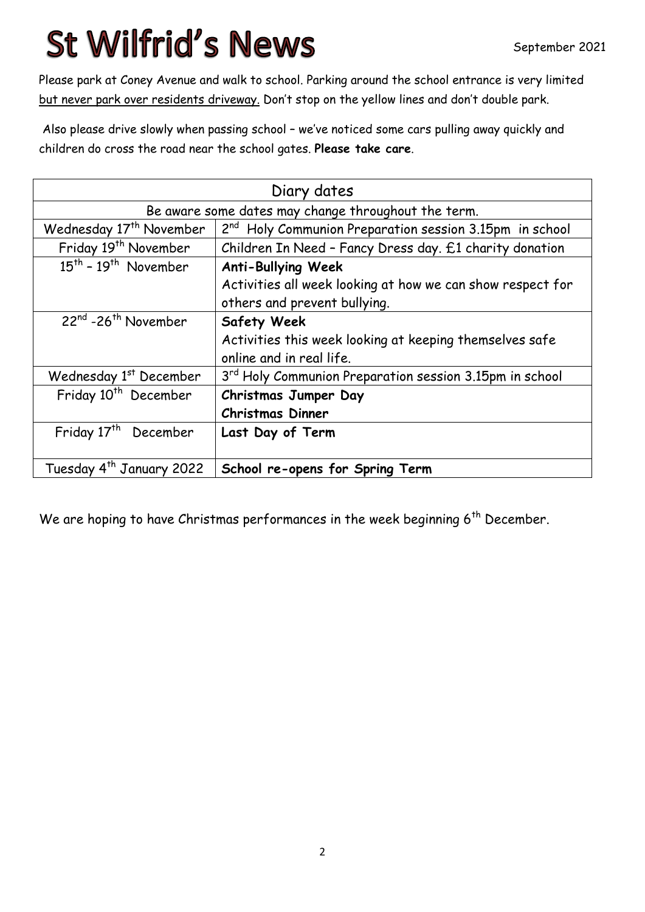# St Wilfrid's News

September 2021

Please park at Coney Avenue and walk to school. Parking around the school entrance is very limited but never park over residents driveway. Don't stop on the yellow lines and don't double park.

Also please drive slowly when passing school – we've noticed some cars pulling away quickly and children do cross the road near the school gates. **Please take care**.

| Diary dates | |
|---|---|
| Be aware some dates may change throughout the term. | |
| Wednesday 17th November | 2nd Holy Communion Preparation session 3.15pm in school |
| Friday 19th November | Children In Need – Fancy Dress day. £1 charity donation |
| 15th – 19th November | **Anti-Bullying Week**<br>Activities all week looking at how we can show respect for others and prevent bullying. |
| 22nd -26th November | **Safety Week**<br>Activities this week looking at keeping themselves safe online and in real life. |
| Wednesday 1st December | 3rd Holy Communion Preparation session 3.15pm in school |
| Friday 10th December | **Christmas Jumper Day**<br>**Christmas Dinner** |
| Friday 17th December | **Last Day of Term** |
| Tuesday 4th January 2022 | **School re-opens for Spring Term** |

We are hoping to have Christmas performances in the week beginning 6th December.